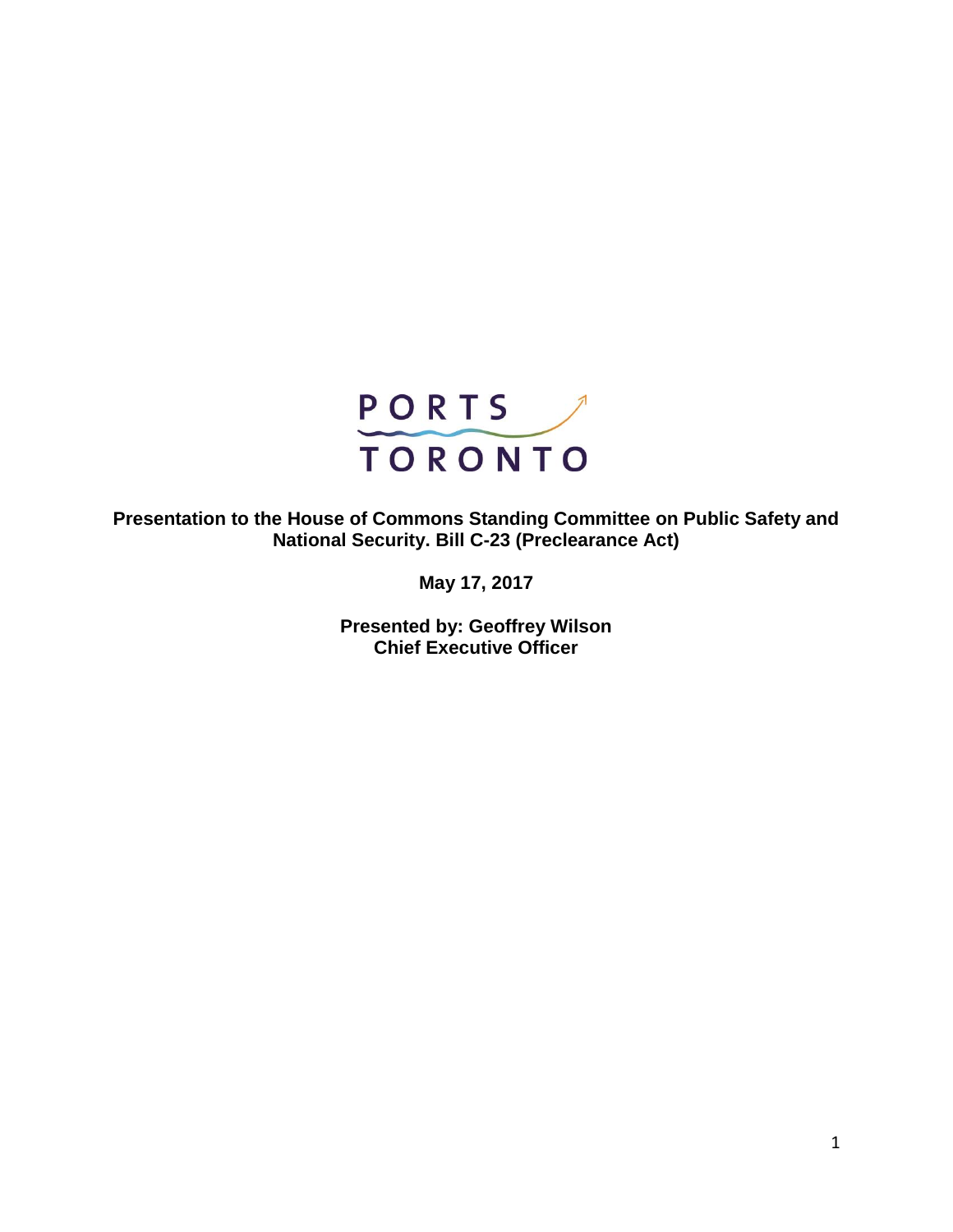PORTS TORONTO

**Presentation to the House of Commons Standing Committee on Public Safety and National Security. Bill C-23 (Preclearance Act)**

**May 17, 2017**

**Presented by: Geoffrey Wilson**
**Chief Executive Officer**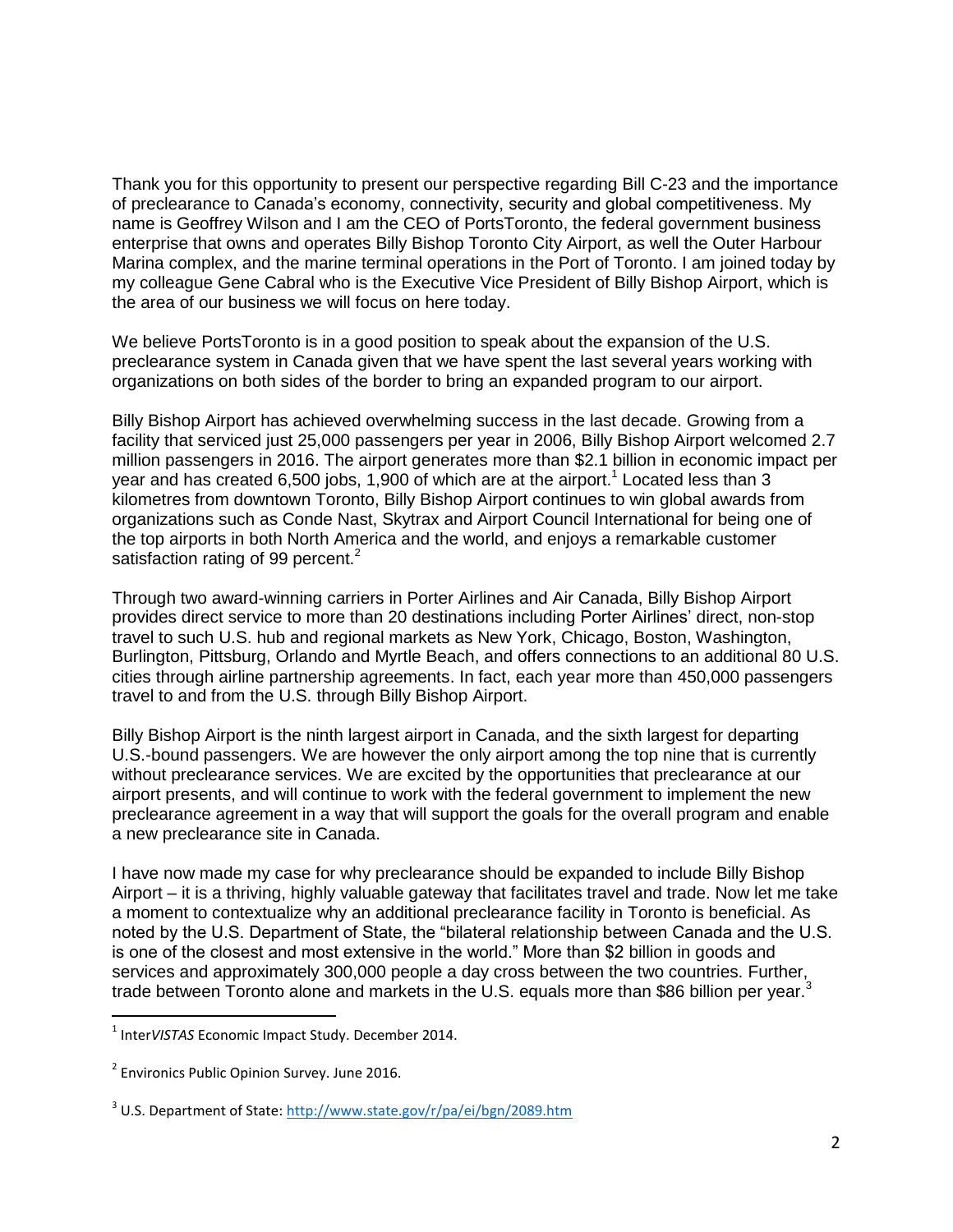Thank you for this opportunity to present our perspective regarding Bill C-23 and the importance of preclearance to Canada's economy, connectivity, security and global competitiveness. My name is Geoffrey Wilson and I am the CEO of PortsToronto, the federal government business enterprise that owns and operates Billy Bishop Toronto City Airport, as well the Outer Harbour Marina complex, and the marine terminal operations in the Port of Toronto. I am joined today by my colleague Gene Cabral who is the Executive Vice President of Billy Bishop Airport, which is the area of our business we will focus on here today.

We believe PortsToronto is in a good position to speak about the expansion of the U.S. preclearance system in Canada given that we have spent the last several years working with organizations on both sides of the border to bring an expanded program to our airport.

Billy Bishop Airport has achieved overwhelming success in the last decade. Growing from a facility that serviced just 25,000 passengers per year in 2006, Billy Bishop Airport welcomed 2.7 million passengers in 2016. The airport generates more than $2.1 billion in economic impact per year and has created 6,500 jobs, 1,900 of which are at the airport.[1] Located less than 3 kilometres from downtown Toronto, Billy Bishop Airport continues to win global awards from organizations such as Conde Nast, Skytrax and Airport Council International for being one of the top airports in both North America and the world, and enjoys a remarkable customer satisfaction rating of 99 percent.[2]

Through two award-winning carriers in Porter Airlines and Air Canada, Billy Bishop Airport provides direct service to more than 20 destinations including Porter Airlines' direct, non-stop travel to such U.S. hub and regional markets as New York, Chicago, Boston, Washington, Burlington, Pittsburg, Orlando and Myrtle Beach, and offers connections to an additional 80 U.S. cities through airline partnership agreements. In fact, each year more than 450,000 passengers travel to and from the U.S. through Billy Bishop Airport.

Billy Bishop Airport is the ninth largest airport in Canada, and the sixth largest for departing U.S.-bound passengers. We are however the only airport among the top nine that is currently without preclearance services. We are excited by the opportunities that preclearance at our airport presents, and will continue to work with the federal government to implement the new preclearance agreement in a way that will support the goals for the overall program and enable a new preclearance site in Canada.

I have now made my case for why preclearance should be expanded to include Billy Bishop Airport – it is a thriving, highly valuable gateway that facilitates travel and trade. Now let me take a moment to contextualize why an additional preclearance facility in Toronto is beneficial. As noted by the U.S. Department of State, the "bilateral relationship between Canada and the U.S. is one of the closest and most extensive in the world." More than $2 billion in goods and services and approximately 300,000 people a day cross between the two countries. Further, trade between Toronto alone and markets in the U.S. equals more than $86 billion per year.[3]

---

[1] Inter*VISTAS* Economic Impact Study. December 2014.

[2] Environics Public Opinion Survey. June 2016.

[3] U.S. Department of State: http://www.state.gov/r/pa/ei/bgn/2089.htm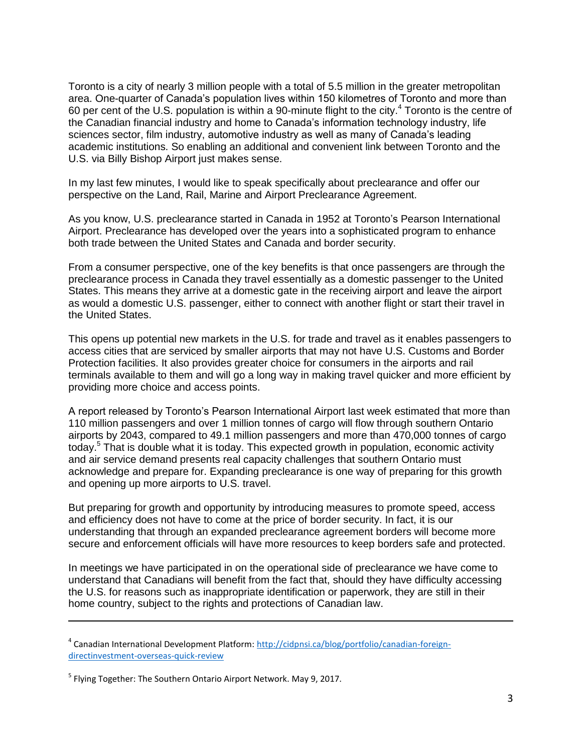Toronto is a city of nearly 3 million people with a total of 5.5 million in the greater metropolitan area. One-quarter of Canada's population lives within 150 kilometres of Toronto and more than 60 per cent of the U.S. population is within a 90-minute flight to the city.[4] Toronto is the centre of the Canadian financial industry and home to Canada's information technology industry, life sciences sector, film industry, automotive industry as well as many of Canada's leading academic institutions. So enabling an additional and convenient link between Toronto and the U.S. via Billy Bishop Airport just makes sense.

In my last few minutes, I would like to speak specifically about preclearance and offer our perspective on the Land, Rail, Marine and Airport Preclearance Agreement.

As you know, U.S. preclearance started in Canada in 1952 at Toronto's Pearson International Airport. Preclearance has developed over the years into a sophisticated program to enhance both trade between the United States and Canada and border security.

From a consumer perspective, one of the key benefits is that once passengers are through the preclearance process in Canada they travel essentially as a domestic passenger to the United States. This means they arrive at a domestic gate in the receiving airport and leave the airport as would a domestic U.S. passenger, either to connect with another flight or start their travel in the United States.

This opens up potential new markets in the U.S. for trade and travel as it enables passengers to access cities that are serviced by smaller airports that may not have U.S. Customs and Border Protection facilities. It also provides greater choice for consumers in the airports and rail terminals available to them and will go a long way in making travel quicker and more efficient by providing more choice and access points.

A report released by Toronto's Pearson International Airport last week estimated that more than 110 million passengers and over 1 million tonnes of cargo will flow through southern Ontario airports by 2043, compared to 49.1 million passengers and more than 470,000 tonnes of cargo today.[5] That is double what it is today. This expected growth in population, economic activity and air service demand presents real capacity challenges that southern Ontario must acknowledge and prepare for. Expanding preclearance is one way of preparing for this growth and opening up more airports to U.S. travel.

But preparing for growth and opportunity by introducing measures to promote speed, access and efficiency does not have to come at the price of border security. In fact, it is our understanding that through an expanded preclearance agreement borders will become more secure and enforcement officials will have more resources to keep borders safe and protected.

In meetings we have participated in on the operational side of preclearance we have come to understand that Canadians will benefit from the fact that, should they have difficulty accessing the U.S. for reasons such as inappropriate identification or paperwork, they are still in their home country, subject to the rights and protections of Canadian law.

---

[4] Canadian International Development Platform: http://cidpnsi.ca/blog/portfolio/canadian-foreign-directinvestment-overseas-quick-review

[5] Flying Together: The Southern Ontario Airport Network. May 9, 2017.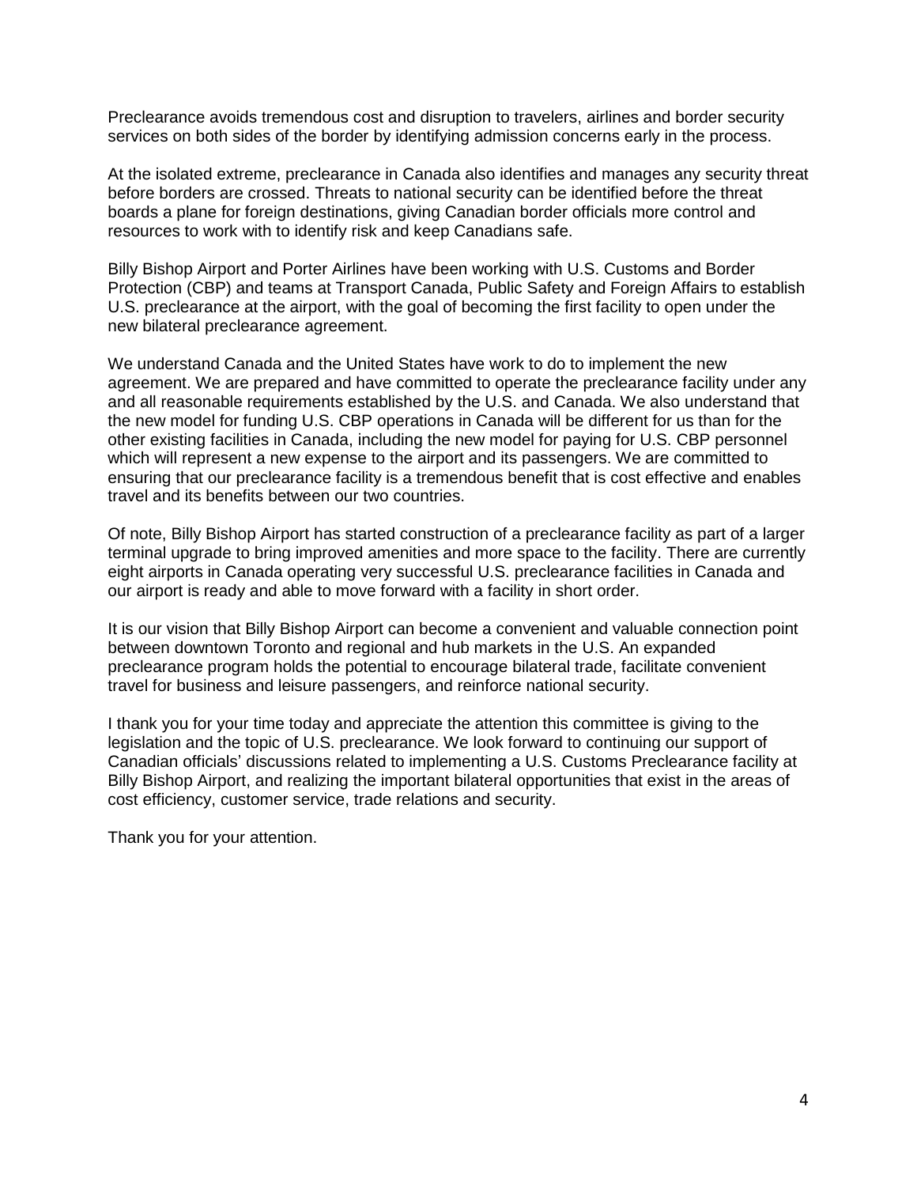Preclearance avoids tremendous cost and disruption to travelers, airlines and border security services on both sides of the border by identifying admission concerns early in the process.

At the isolated extreme, preclearance in Canada also identifies and manages any security threat before borders are crossed. Threats to national security can be identified before the threat boards a plane for foreign destinations, giving Canadian border officials more control and resources to work with to identify risk and keep Canadians safe.

Billy Bishop Airport and Porter Airlines have been working with U.S. Customs and Border Protection (CBP) and teams at Transport Canada, Public Safety and Foreign Affairs to establish U.S. preclearance at the airport, with the goal of becoming the first facility to open under the new bilateral preclearance agreement.

We understand Canada and the United States have work to do to implement the new agreement. We are prepared and have committed to operate the preclearance facility under any and all reasonable requirements established by the U.S. and Canada. We also understand that the new model for funding U.S. CBP operations in Canada will be different for us than for the other existing facilities in Canada, including the new model for paying for U.S. CBP personnel which will represent a new expense to the airport and its passengers. We are committed to ensuring that our preclearance facility is a tremendous benefit that is cost effective and enables travel and its benefits between our two countries.

Of note, Billy Bishop Airport has started construction of a preclearance facility as part of a larger terminal upgrade to bring improved amenities and more space to the facility. There are currently eight airports in Canada operating very successful U.S. preclearance facilities in Canada and our airport is ready and able to move forward with a facility in short order.

It is our vision that Billy Bishop Airport can become a convenient and valuable connection point between downtown Toronto and regional and hub markets in the U.S. An expanded preclearance program holds the potential to encourage bilateral trade, facilitate convenient travel for business and leisure passengers, and reinforce national security.

I thank you for your time today and appreciate the attention this committee is giving to the legislation and the topic of U.S. preclearance. We look forward to continuing our support of Canadian officials' discussions related to implementing a U.S. Customs Preclearance facility at Billy Bishop Airport, and realizing the important bilateral opportunities that exist in the areas of cost efficiency, customer service, trade relations and security.

Thank you for your attention.